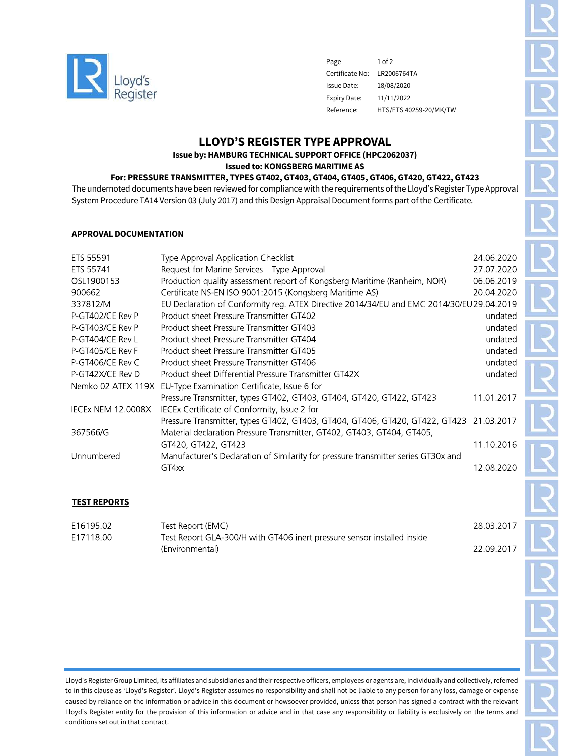Lloyd's Register

| | |
|---|---|
| Page | 1 of 2 |
| Certificate No: | LR2006764TA |
| Issue Date: | 18/08/2020 |
| Expiry Date: | 11/11/2022 |
| Reference: | HTS/ETS 40259-20/MK/TW |

# LLOYD'S REGISTER TYPE APPROVAL

**Issue by: HAMBURG TECHNICAL SUPPORT OFFICE (HPC2062037)**

**Issued to: KONGSBERG MARITIME AS**

**For: PRESSURE TRANSMITTER, TYPES GT402, GT403, GT404, GT405, GT406, GT420, GT422, GT423**

The undernoted documents have been reviewed for compliance with the requirements of the Lloyd's Register Type Approval System Procedure TA14 Version 03 (July 2017) and this Design Appraisal Document forms part of the Certificate.

## APPROVAL DOCUMENTATION

| | | |
|---|---|---|
| ETS 55591 | Type Approval Application Checklist | 24.06.2020 |
| ETS 55741 | Request for Marine Services – Type Approval | 27.07.2020 |
| OSL1900153 | Production quality assessment report of Kongsberg Maritime (Ranheim, NOR) | 06.06.2019 |
| 900662 | Certificate NS-EN ISO 9001:2015 (Kongsberg Maritime AS) | 20.04.2020 |
| 337812/M | EU Declaration of Conformity reg. ATEX Directive 2014/34/EU and EMC 2014/30/EU | 29.04.2019 |
| P-GT402/CE Rev P | Product sheet Pressure Transmitter GT402 | undated |
| P-GT403/CE Rev P | Product sheet Pressure Transmitter GT403 | undated |
| P-GT404/CE Rev L | Product sheet Pressure Transmitter GT404 | undated |
| P-GT405/CE Rev F | Product sheet Pressure Transmitter GT405 | undated |
| P-GT406/CE Rev C | Product sheet Pressure Transmitter GT406 | undated |
| P-GT42X/CE Rev D | Product sheet Differential Pressure Transmitter GT42X | undated |
| Nemko 02 ATEX 119X | EU-Type Examination Certificate, Issue 6 for Pressure Transmitter, types GT402, GT403, GT404, GT420, GT422, GT423 | 11.01.2017 |
| IECEx NEM 12.0008X | IECEx Certificate of Conformity, Issue 2 for Pressure Transmitter, types GT402, GT403, GT404, GT406, GT420, GT422, GT423 | 21.03.2017 |
| 367566/G | Material declaration Pressure Transmitter, GT402, GT403, GT404, GT405, GT420, GT422, GT423 | 11.10.2016 |
| Unnumbered | Manufacturer's Declaration of Similarity for pressure transmitter series GT30x and GT4xx | 12.08.2020 |

## TEST REPORTS

| | | |
|---|---|---|
| E16195.02 | Test Report (EMC) | 28.03.2017 |
| E17118.00 | Test Report GLA-300/H with GT406 inert pressure sensor installed inside (Environmental) | 22.09.2017 |

Lloyd's Register Group Limited, its affiliates and subsidiaries and their respective officers, employees or agents are, individually and collectively, referred to in this clause as 'Lloyd's Register'. Lloyd's Register assumes no responsibility and shall not be liable to any person for any loss, damage or expense caused by reliance on the information or advice in this document or howsoever provided, unless that person has signed a contract with the relevant Lloyd's Register entity for the provision of this information or advice and in that case any responsibility or liability is exclusively on the terms and conditions set out in that contract.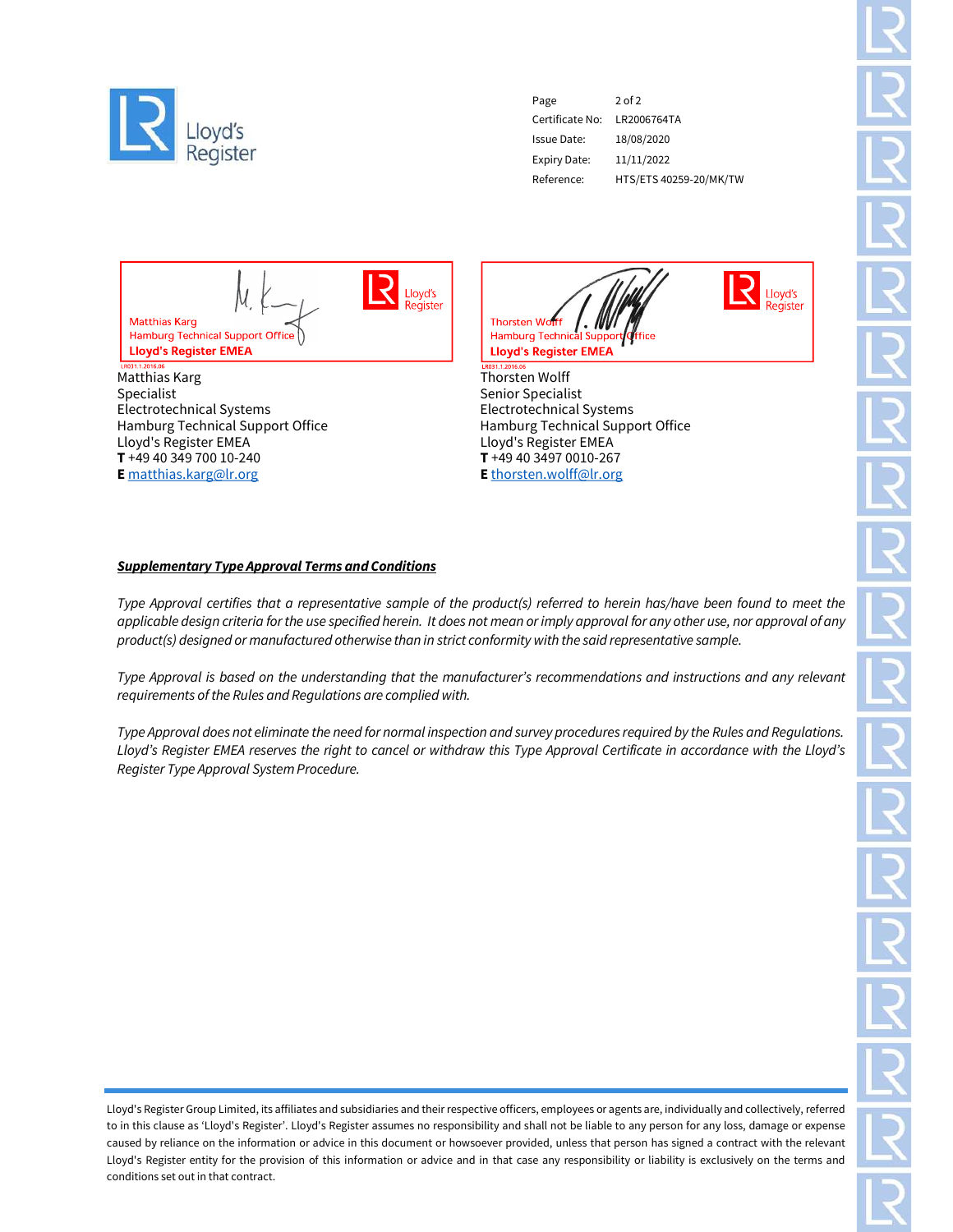| | |
|---|---|
| Certificate No: | LR2006764TA |
| Issue Date: | 18/08/2020 |
| Expiry Date: | 11/11/2022 |
| Reference: | HTS/ETS 40259-20/MK/TW |

Matthias Karg
Hamburg Technical Support Office
**Lloyd's Register EMEA**

Matthias Karg
Specialist
Electrotechnical Systems
Hamburg Technical Support Office
Lloyd's Register EMEA
**T** +49 40 349 700 10-240
**E** matthias.karg@lr.org

Thorsten Wolff
Hamburg Technical Support Office
**Lloyd's Register EMEA**

Thorsten Wolff
Senior Specialist
Electrotechnical Systems
Hamburg Technical Support Office
Lloyd's Register EMEA
**T** +49 40 3497 0010-267
**E** thorsten.wolff@lr.org

***Supplementary Type Approval Terms and Conditions***

*Type Approval certifies that a representative sample of the product(s) referred to herein has/have been found to meet the applicable design criteria for the use specified herein. It does not mean or imply approval for any other use, nor approval of any product(s) designed or manufactured otherwise than in strict conformity with the said representative sample.*

*Type Approval is based on the understanding that the manufacturer's recommendations and instructions and any relevant requirements of the Rules and Regulations are complied with.*

*Type Approval does not eliminate the need for normal inspection and survey procedures required by the Rules and Regulations. Lloyd's Register EMEA reserves the right to cancel or withdraw this Type Approval Certificate in accordance with the Lloyd's Register Type Approval System Procedure.*

Lloyd's Register Group Limited, its affiliates and subsidiaries and their respective officers, employees or agents are, individually and collectively, referred to in this clause as 'Lloyd's Register'. Lloyd's Register assumes no responsibility and shall not be liable to any person for any loss, damage or expense caused by reliance on the information or advice in this document or howsoever provided, unless that person has signed a contract with the relevant Lloyd's Register entity for the provision of this information or advice and in that case any responsibility or liability is exclusively on the terms and conditions set out in that contract.